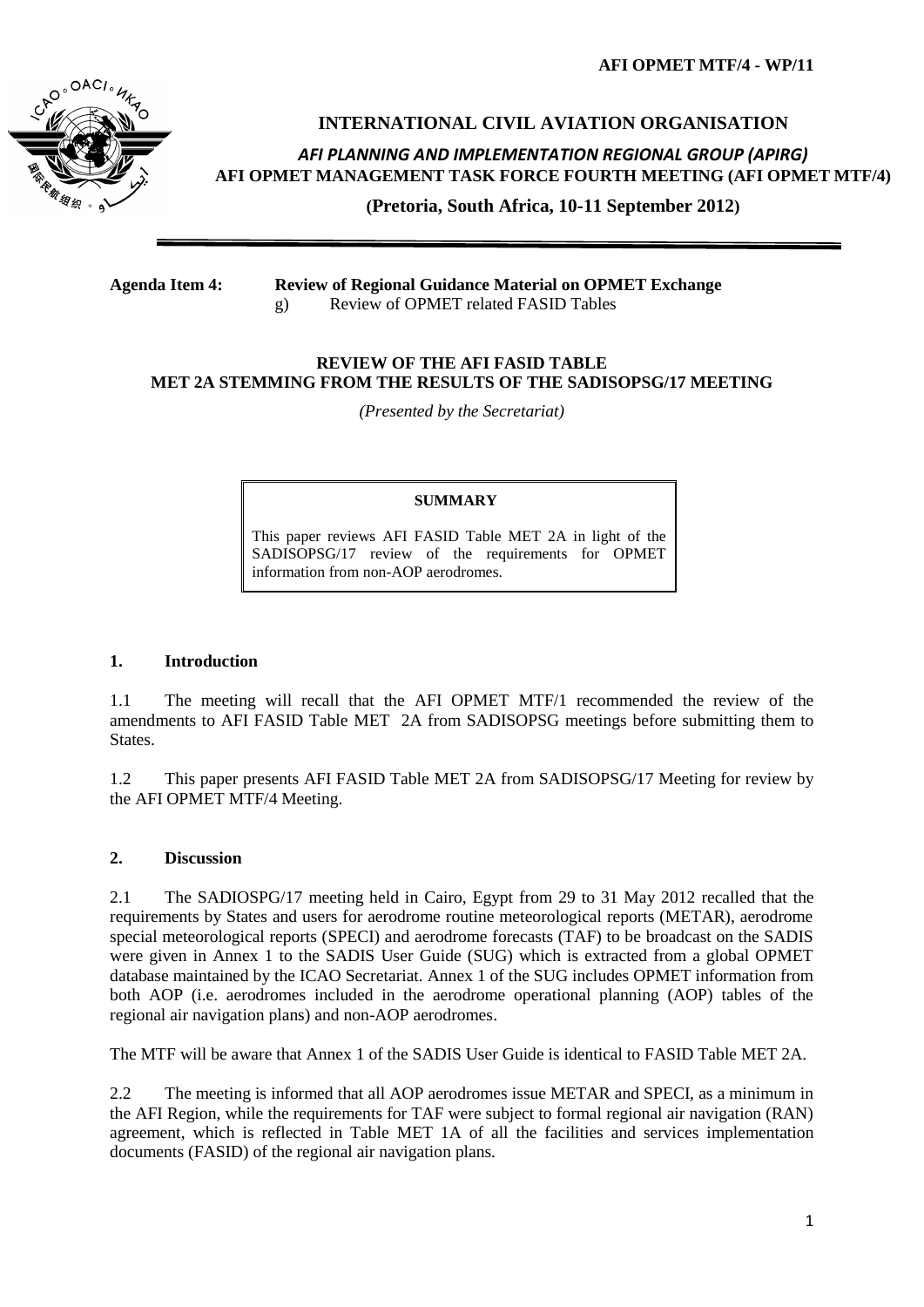**AFI OPMET MTF/4 - WP/11**

# INTERNATIONAL CIVIL AVIATION ORGANISATION

***AFI PLANNING AND IMPLEMENTATION REGIONAL GROUP (APIRG)***

**AFI OPMET MANAGEMENT TASK FORCE FOURTH MEETING (AFI OPMET MTF/4)**

**(Pretoria, South Africa, 10-11 September 2012)**

---

**Agenda Item 4: Review of Regional Guidance Material on OPMET Exchange**
g) Review of OPMET related FASID Tables

## REVIEW OF THE AFI FASID TABLE MET 2A STEMMING FROM THE RESULTS OF THE SADISOPSG/17 MEETING

*(Presented by the Secretariat)*

> **SUMMARY**
>
> This paper reviews AFI FASID Table MET 2A in light of the SADISOPSG/17 review of the requirements for OPMET information from non-AOP aerodromes.

## 1. Introduction

1.1 The meeting will recall that the AFI OPMET MTF/1 recommended the review of the amendments to AFI FASID Table MET 2A from SADISOPSG meetings before submitting them to States.

1.2 This paper presents AFI FASID Table MET 2A from SADISOPSG/17 Meeting for review by the AFI OPMET MTF/4 Meeting.

## 2. Discussion

2.1 The SADIOSPG/17 meeting held in Cairo, Egypt from 29 to 31 May 2012 recalled that the requirements by States and users for aerodrome routine meteorological reports (METAR), aerodrome special meteorological reports (SPECI) and aerodrome forecasts (TAF) to be broadcast on the SADIS were given in Annex 1 to the SADIS User Guide (SUG) which is extracted from a global OPMET database maintained by the ICAO Secretariat. Annex 1 of the SUG includes OPMET information from both AOP (i.e. aerodromes included in the aerodrome operational planning (AOP) tables of the regional air navigation plans) and non-AOP aerodromes.

The MTF will be aware that Annex 1 of the SADIS User Guide is identical to FASID Table MET 2A.

2.2 The meeting is informed that all AOP aerodromes issue METAR and SPECI, as a minimum in the AFI Region, while the requirements for TAF were subject to formal regional air navigation (RAN) agreement, which is reflected in Table MET 1A of all the facilities and services implementation documents (FASID) of the regional air navigation plans.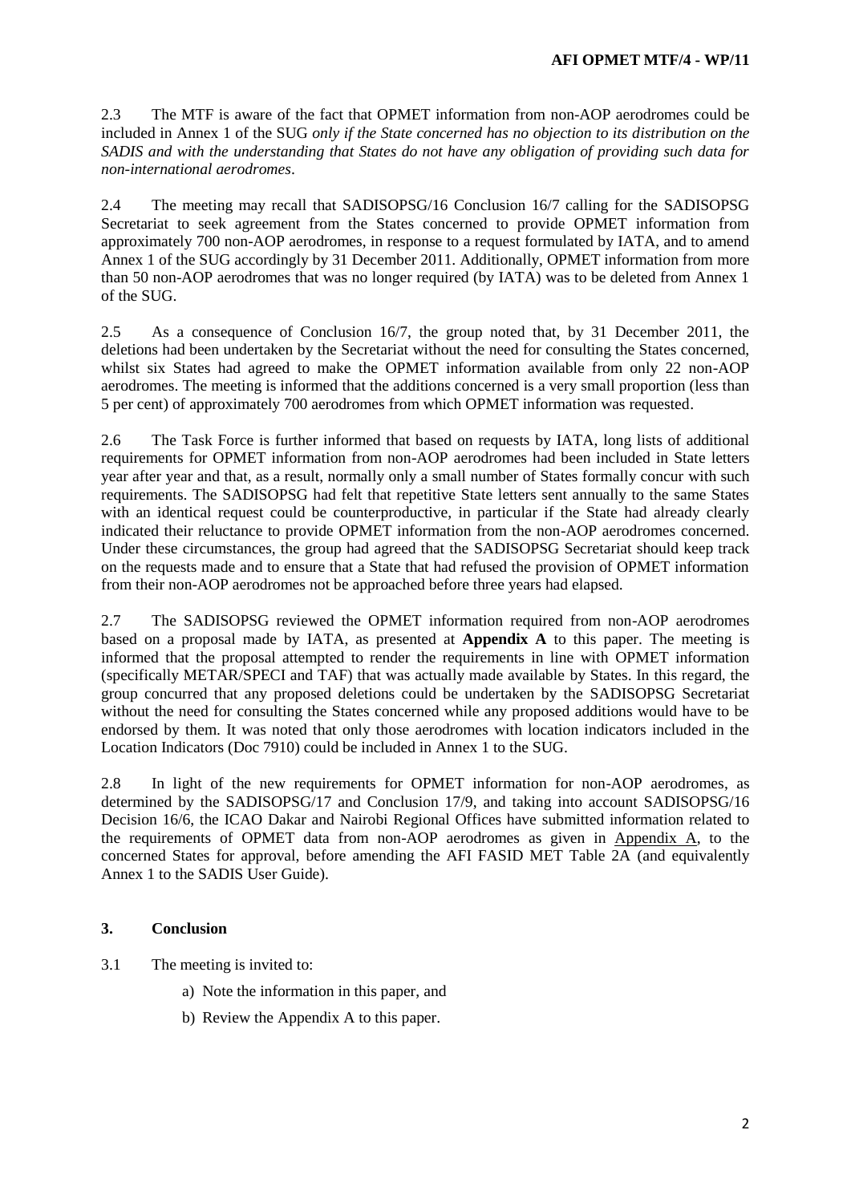2.3 The MTF is aware of the fact that OPMET information from non-AOP aerodromes could be included in Annex 1 of the SUG *only if the State concerned has no objection to its distribution on the SADIS and with the understanding that States do not have any obligation of providing such data for non-international aerodromes*.

2.4 The meeting may recall that SADISOPSG/16 Conclusion 16/7 calling for the SADISOPSG Secretariat to seek agreement from the States concerned to provide OPMET information from approximately 700 non-AOP aerodromes, in response to a request formulated by IATA, and to amend Annex 1 of the SUG accordingly by 31 December 2011. Additionally, OPMET information from more than 50 non-AOP aerodromes that was no longer required (by IATA) was to be deleted from Annex 1 of the SUG.

2.5 As a consequence of Conclusion 16/7, the group noted that, by 31 December 2011, the deletions had been undertaken by the Secretariat without the need for consulting the States concerned, whilst six States had agreed to make the OPMET information available from only 22 non-AOP aerodromes. The meeting is informed that the additions concerned is a very small proportion (less than 5 per cent) of approximately 700 aerodromes from which OPMET information was requested.

2.6 The Task Force is further informed that based on requests by IATA, long lists of additional requirements for OPMET information from non-AOP aerodromes had been included in State letters year after year and that, as a result, normally only a small number of States formally concur with such requirements. The SADISOPSG had felt that repetitive State letters sent annually to the same States with an identical request could be counterproductive, in particular if the State had already clearly indicated their reluctance to provide OPMET information from the non-AOP aerodromes concerned. Under these circumstances, the group had agreed that the SADISOPSG Secretariat should keep track on the requests made and to ensure that a State that had refused the provision of OPMET information from their non-AOP aerodromes not be approached before three years had elapsed.

2.7 The SADISOPSG reviewed the OPMET information required from non-AOP aerodromes based on a proposal made by IATA, as presented at **Appendix A** to this paper. The meeting is informed that the proposal attempted to render the requirements in line with OPMET information (specifically METAR/SPECI and TAF) that was actually made available by States. In this regard, the group concurred that any proposed deletions could be undertaken by the SADISOPSG Secretariat without the need for consulting the States concerned while any proposed additions would have to be endorsed by them. It was noted that only those aerodromes with location indicators included in the Location Indicators (Doc 7910) could be included in Annex 1 to the SUG.

2.8 In light of the new requirements for OPMET information for non-AOP aerodromes, as determined by the SADISOPSG/17 and Conclusion 17/9, and taking into account SADISOPSG/16 Decision 16/6, the ICAO Dakar and Nairobi Regional Offices have submitted information related to the requirements of OPMET data from non-AOP aerodromes as given in Appendix A, to the concerned States for approval, before amending the AFI FASID MET Table 2A (and equivalently Annex 1 to the SADIS User Guide).

### 3. Conclusion

3.1 The meeting is invited to:

a) Note the information in this paper, and

b) Review the Appendix A to this paper.